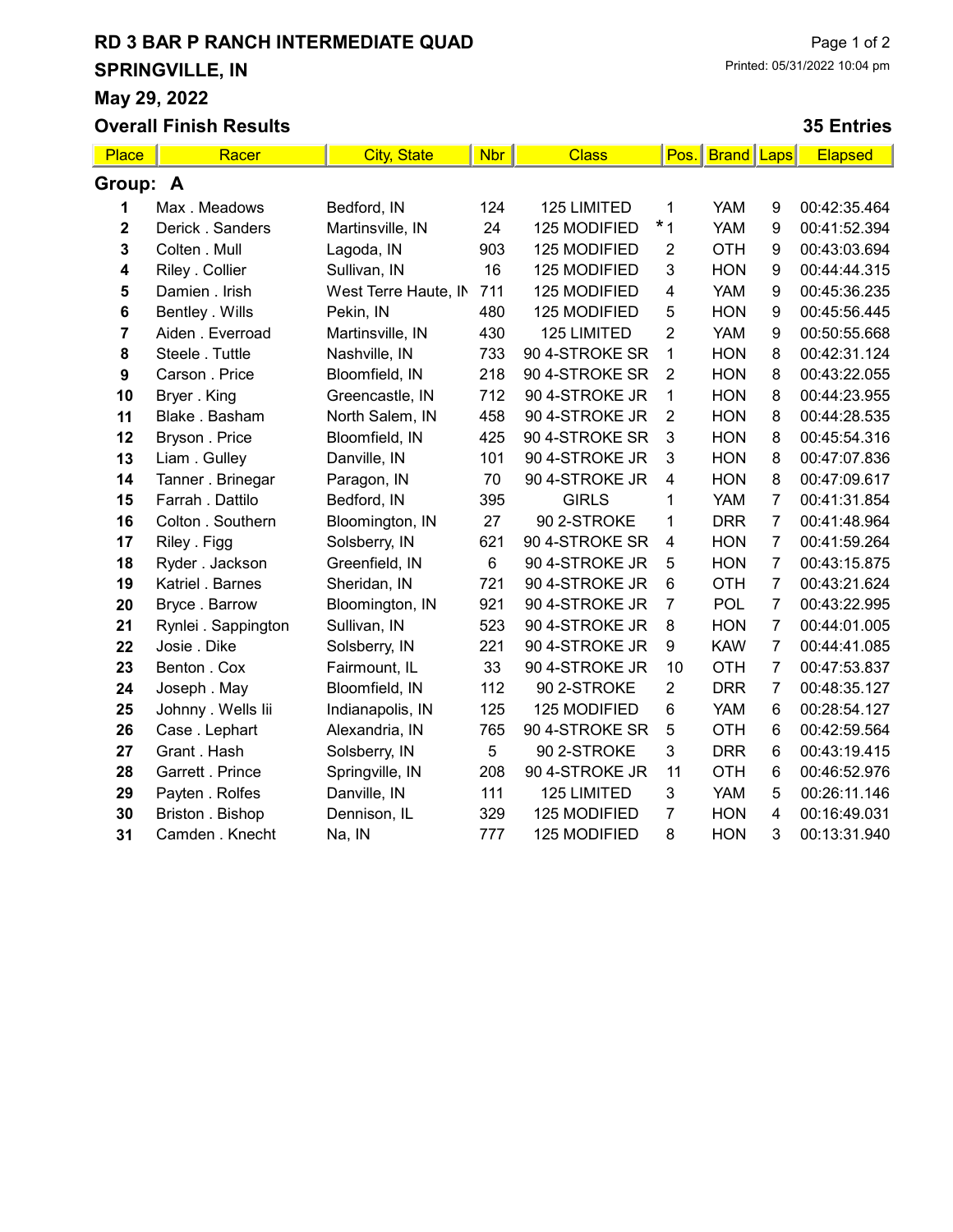# RD 3 BAR P RANCH INTERMEDIATE QUAD

## SPRINGVILLE, IN

## May 29, 2022

Printed: 05/31/2022 10:04 pm

## Overall Finish Results

**35 Entries**

| Place | Racer | City, State | Nbr | Class | Pos. | Brand | Laps | Elapsed |
|---|---|---|---|---|---|---|---|---|
| **Group: A** | | | | | | | | |
| 1 | Max . Meadows | Bedford, IN | 124 | 125 LIMITED | 1 | YAM | 9 | 00:42:35.464 |
| 2 | Derick . Sanders | Martinsville, IN | 24 | 125 MODIFIED | *1 | YAM | 9 | 00:41:52.394 |
| 3 | Colten . Mull | Lagoda, IN | 903 | 125 MODIFIED | 2 | OTH | 9 | 00:43:03.694 |
| 4 | Riley . Collier | Sullivan, IN | 16 | 125 MODIFIED | 3 | HON | 9 | 00:44:44.315 |
| 5 | Damien . Irish | West Terre Haute, IN | 711 | 125 MODIFIED | 4 | YAM | 9 | 00:45:36.235 |
| 6 | Bentley . Wills | Pekin, IN | 480 | 125 MODIFIED | 5 | HON | 9 | 00:45:56.445 |
| 7 | Aiden . Everroad | Martinsville, IN | 430 | 125 LIMITED | 2 | YAM | 9 | 00:50:55.668 |
| 8 | Steele . Tuttle | Nashville, IN | 733 | 90 4-STROKE SR | 1 | HON | 8 | 00:42:31.124 |
| 9 | Carson . Price | Bloomfield, IN | 218 | 90 4-STROKE SR | 2 | HON | 8 | 00:43:22.055 |
| 10 | Bryer . King | Greencastle, IN | 712 | 90 4-STROKE JR | 1 | HON | 8 | 00:44:23.955 |
| 11 | Blake . Basham | North Salem, IN | 458 | 90 4-STROKE JR | 2 | HON | 8 | 00:44:28.535 |
| 12 | Bryson . Price | Bloomfield, IN | 425 | 90 4-STROKE SR | 3 | HON | 8 | 00:45:54.316 |
| 13 | Liam . Gulley | Danville, IN | 101 | 90 4-STROKE JR | 3 | HON | 8 | 00:47:07.836 |
| 14 | Tanner . Brinegar | Paragon, IN | 70 | 90 4-STROKE JR | 4 | HON | 8 | 00:47:09.617 |
| 15 | Farrah . Dattilo | Bedford, IN | 395 | GIRLS | 1 | YAM | 7 | 00:41:31.854 |
| 16 | Colton . Southern | Bloomington, IN | 27 | 90 2-STROKE | 1 | DRR | 7 | 00:41:48.964 |
| 17 | Riley . Figg | Solsberry, IN | 621 | 90 4-STROKE SR | 4 | HON | 7 | 00:41:59.264 |
| 18 | Ryder . Jackson | Greenfield, IN | 6 | 90 4-STROKE JR | 5 | HON | 7 | 00:43:15.875 |
| 19 | Katriel . Barnes | Sheridan, IN | 721 | 90 4-STROKE JR | 6 | OTH | 7 | 00:43:21.624 |
| 20 | Bryce . Barrow | Bloomington, IN | 921 | 90 4-STROKE JR | 7 | POL | 7 | 00:43:22.995 |
| 21 | Rynlei . Sappington | Sullivan, IN | 523 | 90 4-STROKE JR | 8 | HON | 7 | 00:44:01.005 |
| 22 | Josie . Dike | Solsberry, IN | 221 | 90 4-STROKE JR | 9 | KAW | 7 | 00:44:41.085 |
| 23 | Benton . Cox | Fairmount, IL | 33 | 90 4-STROKE JR | 10 | OTH | 7 | 00:47:53.837 |
| 24 | Joseph . May | Bloomfield, IN | 112 | 90 2-STROKE | 2 | DRR | 7 | 00:48:35.127 |
| 25 | Johnny . Wells Iii | Indianapolis, IN | 125 | 125 MODIFIED | 6 | YAM | 6 | 00:28:54.127 |
| 26 | Case . Lephart | Alexandria, IN | 765 | 90 4-STROKE SR | 5 | OTH | 6 | 00:42:59.564 |
| 27 | Grant . Hash | Solsberry, IN | 5 | 90 2-STROKE | 3 | DRR | 6 | 00:43:19.415 |
| 28 | Garrett . Prince | Springville, IN | 208 | 90 4-STROKE JR | 11 | OTH | 6 | 00:46:52.976 |
| 29 | Payten . Rolfes | Danville, IN | 111 | 125 LIMITED | 3 | YAM | 5 | 00:26:11.146 |
| 30 | Briston . Bishop | Dennison, IL | 329 | 125 MODIFIED | 7 | HON | 4 | 00:16:49.031 |
| 31 | Camden . Knecht | Na, IN | 777 | 125 MODIFIED | 8 | HON | 3 | 00:13:31.940 |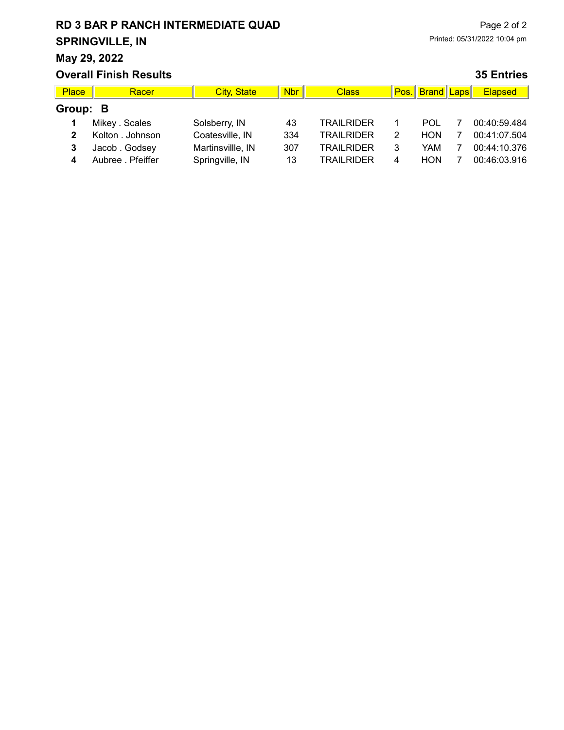# RD 3 BAR P RANCH INTERMEDIATE QUAD

## SPRINGVILLE, IN

## May 29, 2022

Printed: 05/31/2022 10:04 pm

### Overall Finish Results

**35 Entries**

| Place | Racer | City, State | Nbr | Class | Pos. | Brand | Laps | Elapsed |
|---|---|---|---|---|---|---|---|---|
| **Group: B** | | | | | | | | |
| 1 | Mikey . Scales | Solsberry, IN | 43 | TRAILRIDER | 1 | POL | 7 | 00:40:59.484 |
| 2 | Kolton . Johnson | Coatesville, IN | 334 | TRAILRIDER | 2 | HON | 7 | 00:41:07.504 |
| 3 | Jacob . Godsey | Martinsvillle, IN | 307 | TRAILRIDER | 3 | YAM | 7 | 00:44:10.376 |
| 4 | Aubree . Pfeiffer | Springville, IN | 13 | TRAILRIDER | 4 | HON | 7 | 00:46:03.916 |